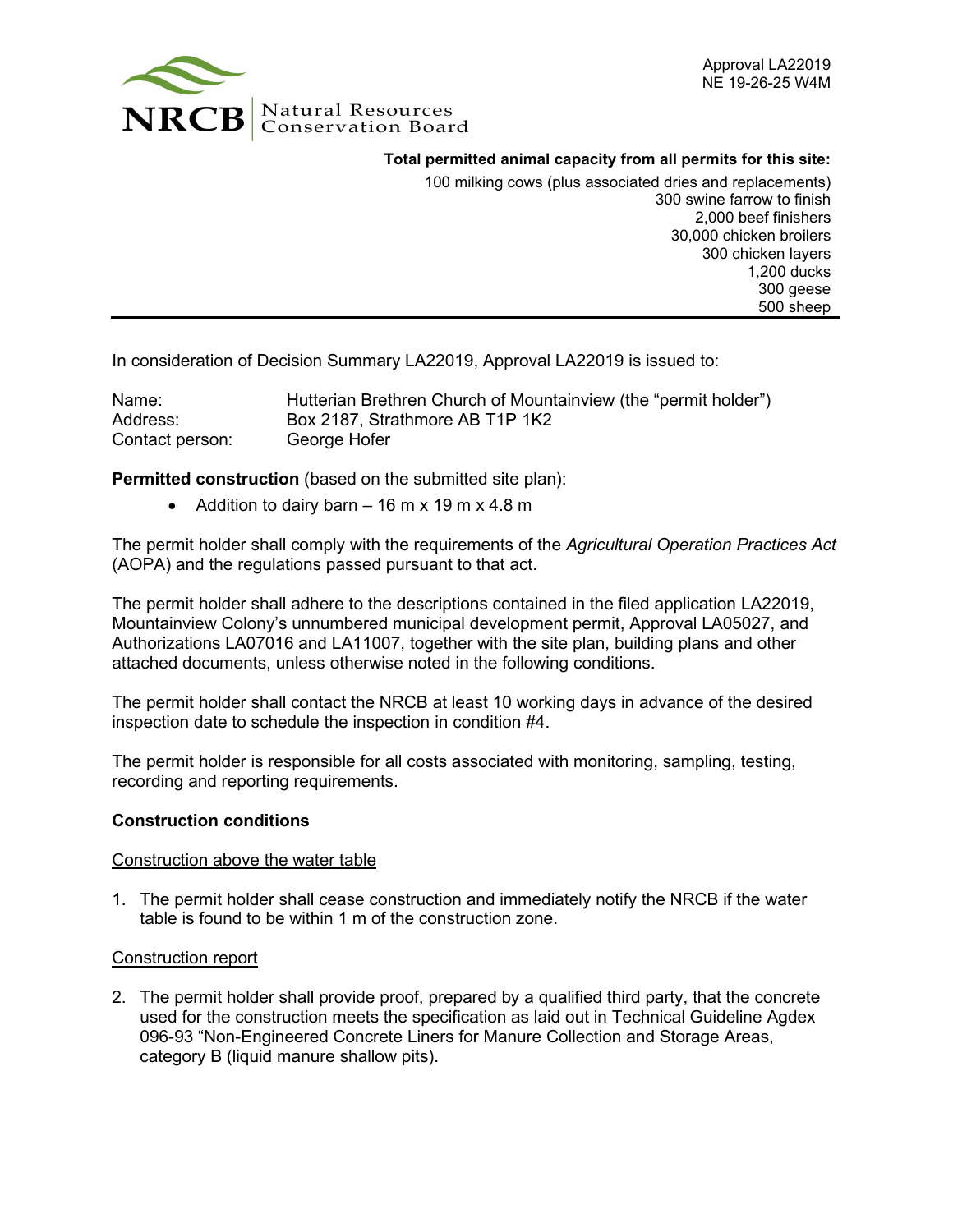Approval LA22019
NE 19-26-25 W4M

NRCB | Natural Resources Conservation Board

**Total permitted animal capacity from all permits for this site:**

100 milking cows (plus associated dries and replacements)
300 swine farrow to finish
2,000 beef finishers
30,000 chicken broilers
300 chicken layers
1,200 ducks
300 geese
500 sheep

---

In consideration of Decision Summary LA22019, Approval LA22019 is issued to:

| | |
|---|---|
| Name: | Hutterian Brethren Church of Mountainview (the "permit holder") |
| Address: | Box 2187, Strathmore AB T1P 1K2 |
| Contact person: | George Hofer |

**Permitted construction** (based on the submitted site plan):

- Addition to dairy barn – 16 m x 19 m x 4.8 m

The permit holder shall comply with the requirements of the *Agricultural Operation Practices Act* (AOPA) and the regulations passed pursuant to that act.

The permit holder shall adhere to the descriptions contained in the filed application LA22019, Mountainview Colony's unnumbered municipal development permit, Approval LA05027, and Authorizations LA07016 and LA11007, together with the site plan, building plans and other attached documents, unless otherwise noted in the following conditions.

The permit holder shall contact the NRCB at least 10 working days in advance of the desired inspection date to schedule the inspection in condition #4.

The permit holder is responsible for all costs associated with monitoring, sampling, testing, recording and reporting requirements.

**Construction conditions**

Construction above the water table

1. The permit holder shall cease construction and immediately notify the NRCB if the water table is found to be within 1 m of the construction zone.

Construction report

2. The permit holder shall provide proof, prepared by a qualified third party, that the concrete used for the construction meets the specification as laid out in Technical Guideline Agdex 096-93 "Non-Engineered Concrete Liners for Manure Collection and Storage Areas, category B (liquid manure shallow pits).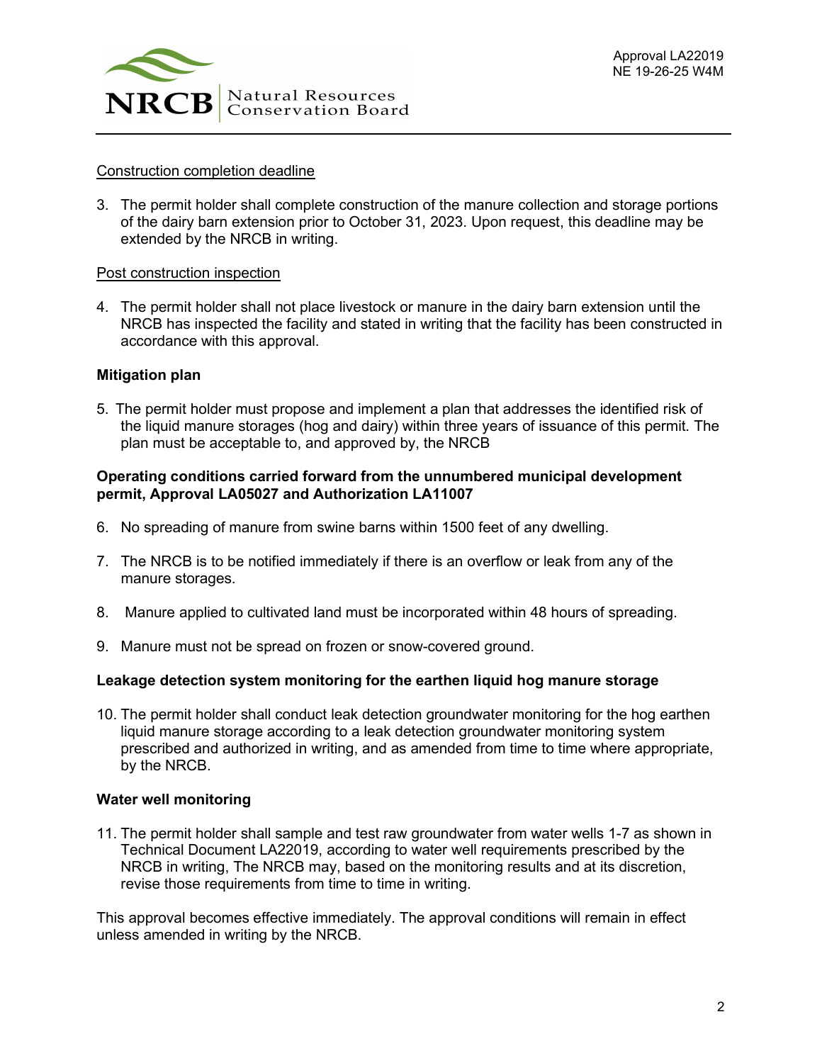Construction completion deadline

3. The permit holder shall complete construction of the manure collection and storage portions of the dairy barn extension prior to October 31, 2023. Upon request, this deadline may be extended by the NRCB in writing.

Post construction inspection

4. The permit holder shall not place livestock or manure in the dairy barn extension until the NRCB has inspected the facility and stated in writing that the facility has been constructed in accordance with this approval.

**Mitigation plan**

5. The permit holder must propose and implement a plan that addresses the identified risk of the liquid manure storages (hog and dairy) within three years of issuance of this permit. The plan must be acceptable to, and approved by, the NRCB

**Operating conditions carried forward from the unnumbered municipal development permit, Approval LA05027 and Authorization LA11007**

6. No spreading of manure from swine barns within 1500 feet of any dwelling.

7. The NRCB is to be notified immediately if there is an overflow or leak from any of the manure storages.

8. Manure applied to cultivated land must be incorporated within 48 hours of spreading.

9. Manure must not be spread on frozen or snow-covered ground.

**Leakage detection system monitoring for the earthen liquid hog manure storage**

10. The permit holder shall conduct leak detection groundwater monitoring for the hog earthen liquid manure storage according to a leak detection groundwater monitoring system prescribed and authorized in writing, and as amended from time to time where appropriate, by the NRCB.

**Water well monitoring**

11. The permit holder shall sample and test raw groundwater from water wells 1-7 as shown in Technical Document LA22019, according to water well requirements prescribed by the NRCB in writing, The NRCB may, based on the monitoring results and at its discretion, revise those requirements from time to time in writing.

This approval becomes effective immediately. The approval conditions will remain in effect unless amended in writing by the NRCB.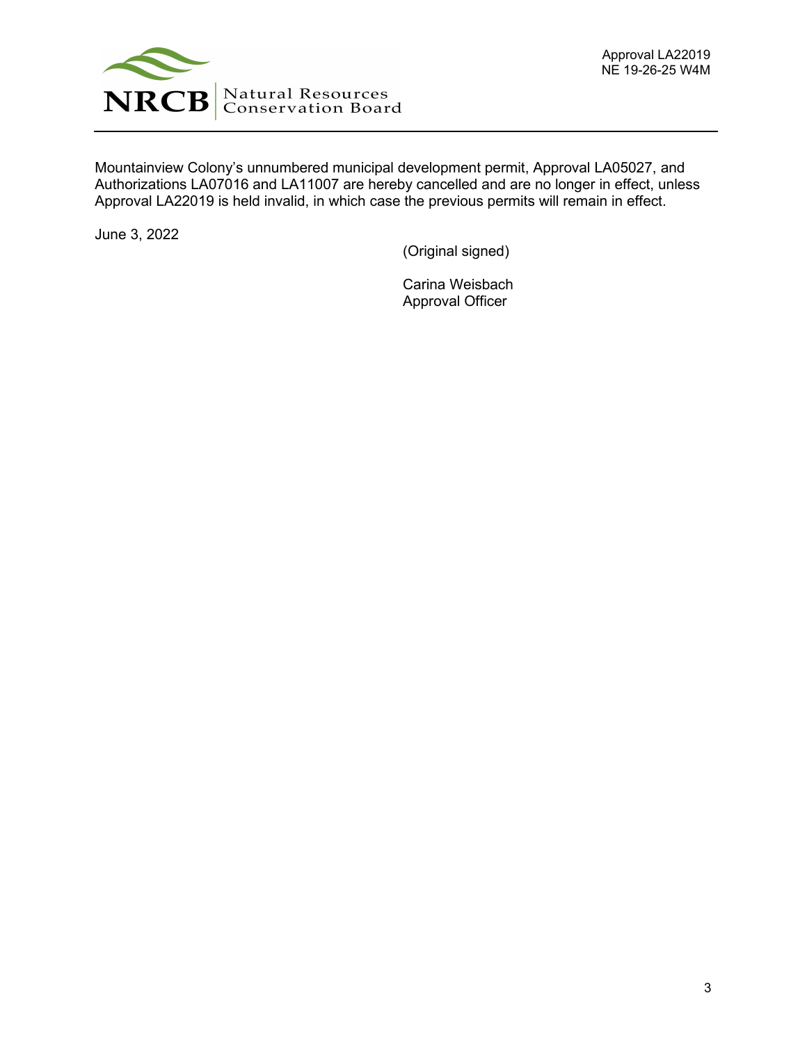Mountainview Colony's unnumbered municipal development permit, Approval LA05027, and Authorizations LA07016 and LA11007 are hereby cancelled and are no longer in effect, unless Approval LA22019 is held invalid, in which case the previous permits will remain in effect.

June 3, 2022

(Original signed)

Carina Weisbach
Approval Officer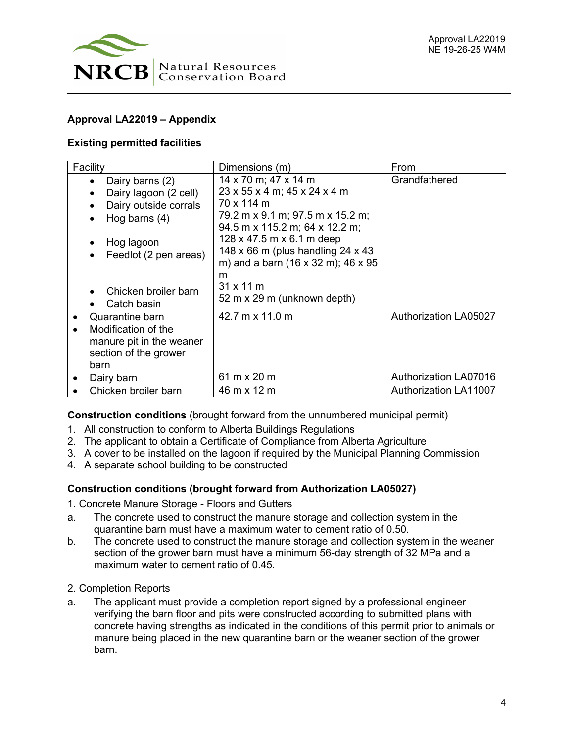## Approval LA22019 – Appendix

### Existing permitted facilities

| Facility | Dimensions (m) | From |
|---|---|---|
| • Dairy barns (2)<br>• Dairy lagoon (2 cell)<br>• Dairy outside corrals<br>• Hog barns (4)<br><br>• Hog lagoon<br>• Feedlot (2 pen areas)<br><br><br>• Chicken broiler barn<br>• Catch basin | 14 x 70 m; 47 x 14 m<br>23 x 55 x 4 m; 45 x 24 x 4 m<br>70 x 114 m<br>79.2 m x 9.1 m; 97.5 m x 15.2 m; 94.5 m x 115.2 m; 64 x 12.2 m;<br>128 x 47.5 m x 6.1 m deep<br>148 x 66 m (plus handling 24 x 43 m) and a barn (16 x 32 m); 46 x 95 m<br>31 x 11 m<br>52 m x 29 m (unknown depth) | Grandfathered |
| • Quarantine barn<br>• Modification of the manure pit in the weaner section of the grower barn | 42.7 m x 11.0 m | Authorization LA05027 |
| • Dairy barn | 61 m x 20 m | Authorization LA07016 |
| • Chicken broiler barn | 46 m x 12 m | Authorization LA11007 |

**Construction conditions** (brought forward from the unnumbered municipal permit)

1. All construction to conform to Alberta Buildings Regulations
2. The applicant to obtain a Certificate of Compliance from Alberta Agriculture
3. A cover to be installed on the lagoon if required by the Municipal Planning Commission
4. A separate school building to be constructed

**Construction conditions (brought forward from Authorization LA05027)**

1. Concrete Manure Storage - Floors and Gutters

a. The concrete used to construct the manure storage and collection system in the quarantine barn must have a maximum water to cement ratio of 0.50.

b. The concrete used to construct the manure storage and collection system in the weaner section of the grower barn must have a minimum 56-day strength of 32 MPa and a maximum water to cement ratio of 0.45.

2. Completion Reports

a. The applicant must provide a completion report signed by a professional engineer verifying the barn floor and pits were constructed according to submitted plans with concrete having strengths as indicated in the conditions of this permit prior to animals or manure being placed in the new quarantine barn or the weaner section of the grower barn.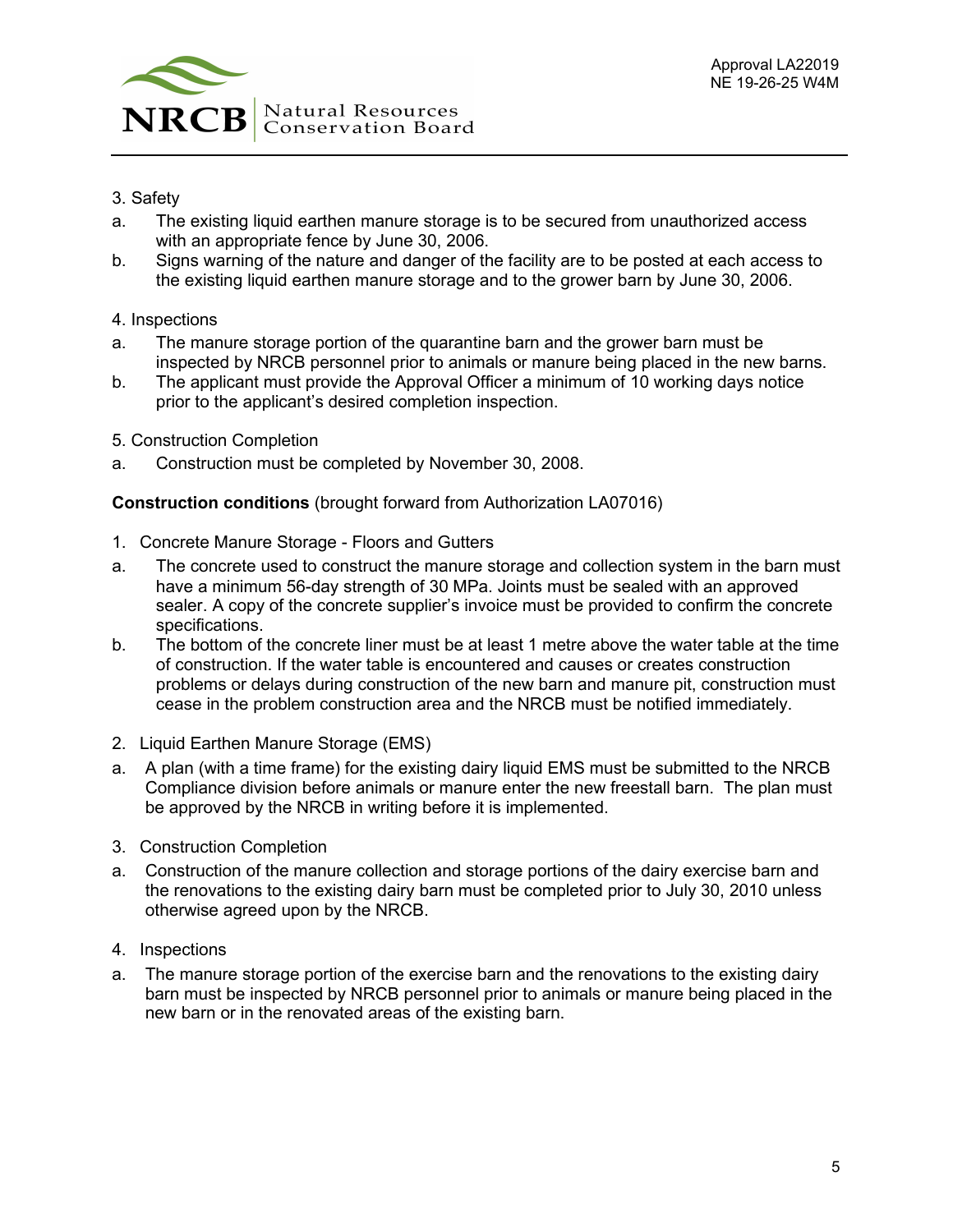3. Safety

a. The existing liquid earthen manure storage is to be secured from unauthorized access with an appropriate fence by June 30, 2006.

b. Signs warning of the nature and danger of the facility are to be posted at each access to the existing liquid earthen manure storage and to the grower barn by June 30, 2006.

4. Inspections

a. The manure storage portion of the quarantine barn and the grower barn must be inspected by NRCB personnel prior to animals or manure being placed in the new barns.

b. The applicant must provide the Approval Officer a minimum of 10 working days notice prior to the applicant's desired completion inspection.

5. Construction Completion

a. Construction must be completed by November 30, 2008.

**Construction conditions** (brought forward from Authorization LA07016)

1. Concrete Manure Storage - Floors and Gutters

a. The concrete used to construct the manure storage and collection system in the barn must have a minimum 56-day strength of 30 MPa. Joints must be sealed with an approved sealer. A copy of the concrete supplier's invoice must be provided to confirm the concrete specifications.

b. The bottom of the concrete liner must be at least 1 metre above the water table at the time of construction. If the water table is encountered and causes or creates construction problems or delays during construction of the new barn and manure pit, construction must cease in the problem construction area and the NRCB must be notified immediately.

2. Liquid Earthen Manure Storage (EMS)

a. A plan (with a time frame) for the existing dairy liquid EMS must be submitted to the NRCB Compliance division before animals or manure enter the new freestall barn. The plan must be approved by the NRCB in writing before it is implemented.

3. Construction Completion

a. Construction of the manure collection and storage portions of the dairy exercise barn and the renovations to the existing dairy barn must be completed prior to July 30, 2010 unless otherwise agreed upon by the NRCB.

4. Inspections

a. The manure storage portion of the exercise barn and the renovations to the existing dairy barn must be inspected by NRCB personnel prior to animals or manure being placed in the new barn or in the renovated areas of the existing barn.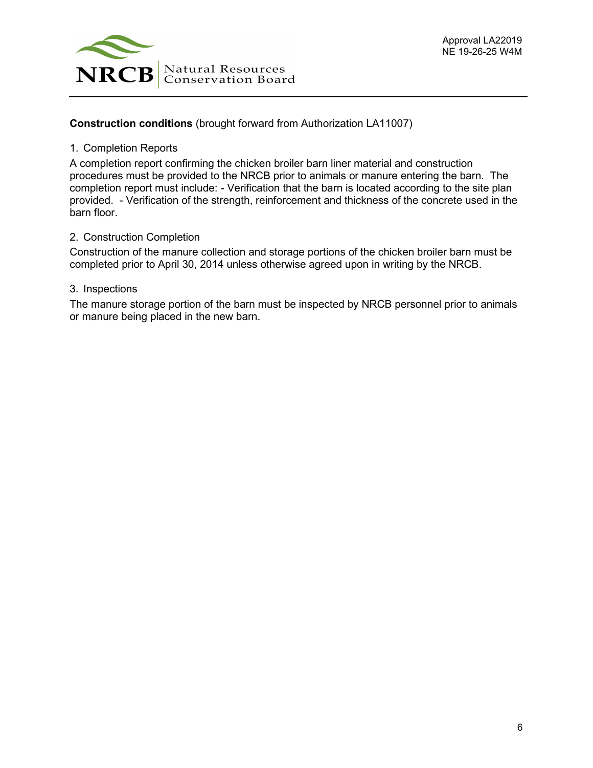**Construction conditions** (brought forward from Authorization LA11007)

1. Completion Reports

A completion report confirming the chicken broiler barn liner material and construction procedures must be provided to the NRCB prior to animals or manure entering the barn. The completion report must include: - Verification that the barn is located according to the site plan provided. - Verification of the strength, reinforcement and thickness of the concrete used in the barn floor.

2. Construction Completion

Construction of the manure collection and storage portions of the chicken broiler barn must be completed prior to April 30, 2014 unless otherwise agreed upon in writing by the NRCB.

3. Inspections

The manure storage portion of the barn must be inspected by NRCB personnel prior to animals or manure being placed in the new barn.